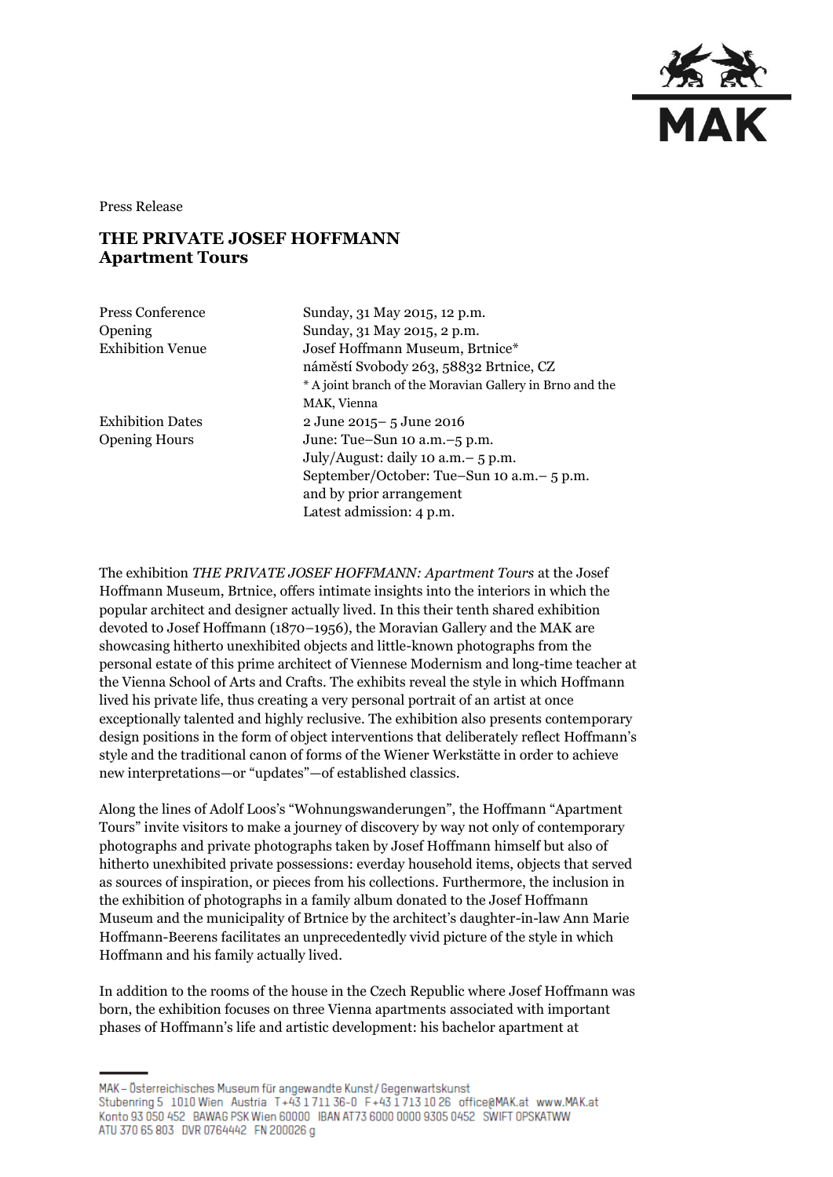Press Release

# THE PRIVATE JOSEF HOFFMANN
## Apartment Tours

| | |
|---|---|
| Press Conference | Sunday, 31 May 2015, 12 p.m. |
| Opening | Sunday, 31 May 2015, 2 p.m. |
| Exhibition Venue | Josef Hoffmann Museum, Brtnice*<br>náměstí Svobody 263, 58832 Brtnice, CZ<br>* A joint branch of the Moravian Gallery in Brno and the MAK, Vienna |
| Exhibition Dates | 2 June 2015– 5 June 2016 |
| Opening Hours | June: Tue–Sun 10 a.m.–5 p.m.<br>July/August: daily 10 a.m.– 5 p.m.<br>September/October: Tue–Sun 10 a.m.– 5 p.m.<br>and by prior arrangement<br>Latest admission: 4 p.m. |

The exhibition *THE PRIVATE JOSEF HOFFMANN: Apartment Tours* at the Josef Hoffmann Museum, Brtnice, offers intimate insights into the interiors in which the popular architect and designer actually lived. In this their tenth shared exhibition devoted to Josef Hoffmann (1870–1956), the Moravian Gallery and the MAK are showcasing hitherto unexhibited objects and little-known photographs from the personal estate of this prime architect of Viennese Modernism and long-time teacher at the Vienna School of Arts and Crafts. The exhibits reveal the style in which Hoffmann lived his private life, thus creating a very personal portrait of an artist at once exceptionally talented and highly reclusive. The exhibition also presents contemporary design positions in the form of object interventions that deliberately reflect Hoffmann's style and the traditional canon of forms of the Wiener Werkstätte in order to achieve new interpretations—or "updates"—of established classics.

Along the lines of Adolf Loos's "Wohnungswanderungen", the Hoffmann "Apartment Tours" invite visitors to make a journey of discovery by way not only of contemporary photographs and private photographs taken by Josef Hoffmann himself but also of hitherto unexhibited private possessions: everday household items, objects that served as sources of inspiration, or pieces from his collections. Furthermore, the inclusion in the exhibition of photographs in a family album donated to the Josef Hoffmann Museum and the municipality of Brtnice by the architect's daughter-in-law Ann Marie Hoffmann-Beerens facilitates an unprecedentedly vivid picture of the style in which Hoffmann and his family actually lived.

In addition to the rooms of the house in the Czech Republic where Josef Hoffmann was born, the exhibition focuses on three Vienna apartments associated with important phases of Hoffmann's life and artistic development: his bachelor apartment at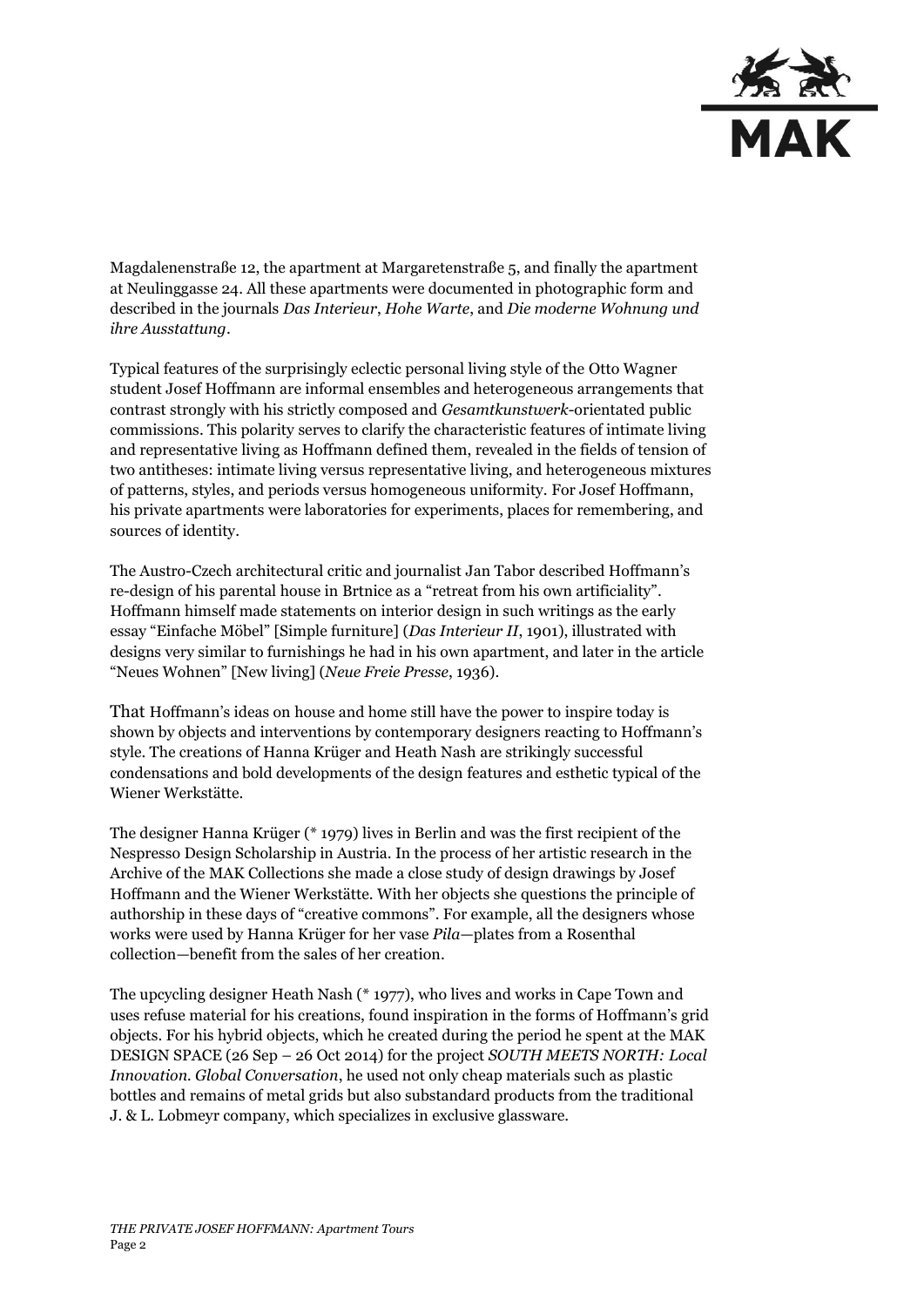Magdalenenstraße 12, the apartment at Margaretenstraße 5, and finally the apartment at Neulinggasse 24. All these apartments were documented in photographic form and described in the journals *Das Interieur*, *Hohe Warte*, and *Die moderne Wohnung und ihre Ausstattung*.

Typical features of the surprisingly eclectic personal living style of the Otto Wagner student Josef Hoffmann are informal ensembles and heterogeneous arrangements that contrast strongly with his strictly composed and *Gesamtkunstwerk*-orientated public commissions. This polarity serves to clarify the characteristic features of intimate living and representative living as Hoffmann defined them, revealed in the fields of tension of two antitheses: intimate living versus representative living, and heterogeneous mixtures of patterns, styles, and periods versus homogeneous uniformity. For Josef Hoffmann, his private apartments were laboratories for experiments, places for remembering, and sources of identity.

The Austro-Czech architectural critic and journalist Jan Tabor described Hoffmann's re-design of his parental house in Brtnice as a "retreat from his own artificiality". Hoffmann himself made statements on interior design in such writings as the early essay "Einfache Möbel" [Simple furniture] (*Das Interieur II*, 1901), illustrated with designs very similar to furnishings he had in his own apartment, and later in the article "Neues Wohnen" [New living] (*Neue Freie Presse*, 1936).

That Hoffmann's ideas on house and home still have the power to inspire today is shown by objects and interventions by contemporary designers reacting to Hoffmann's style. The creations of Hanna Krüger and Heath Nash are strikingly successful condensations and bold developments of the design features and esthetic typical of the Wiener Werkstätte.

The designer Hanna Krüger (* 1979) lives in Berlin and was the first recipient of the Nespresso Design Scholarship in Austria. In the process of her artistic research in the Archive of the MAK Collections she made a close study of design drawings by Josef Hoffmann and the Wiener Werkstätte. With her objects she questions the principle of authorship in these days of "creative commons". For example, all the designers whose works were used by Hanna Krüger for her vase *Pila*—plates from a Rosenthal collection—benefit from the sales of her creation.

The upcycling designer Heath Nash (* 1977), who lives and works in Cape Town and uses refuse material for his creations, found inspiration in the forms of Hoffmann's grid objects. For his hybrid objects, which he created during the period he spent at the MAK DESIGN SPACE (26 Sep – 26 Oct 2014) for the project *SOUTH MEETS NORTH: Local Innovation. Global Conversation*, he used not only cheap materials such as plastic bottles and remains of metal grids but also substandard products from the traditional J. & L. Lobmeyr company, which specializes in exclusive glassware.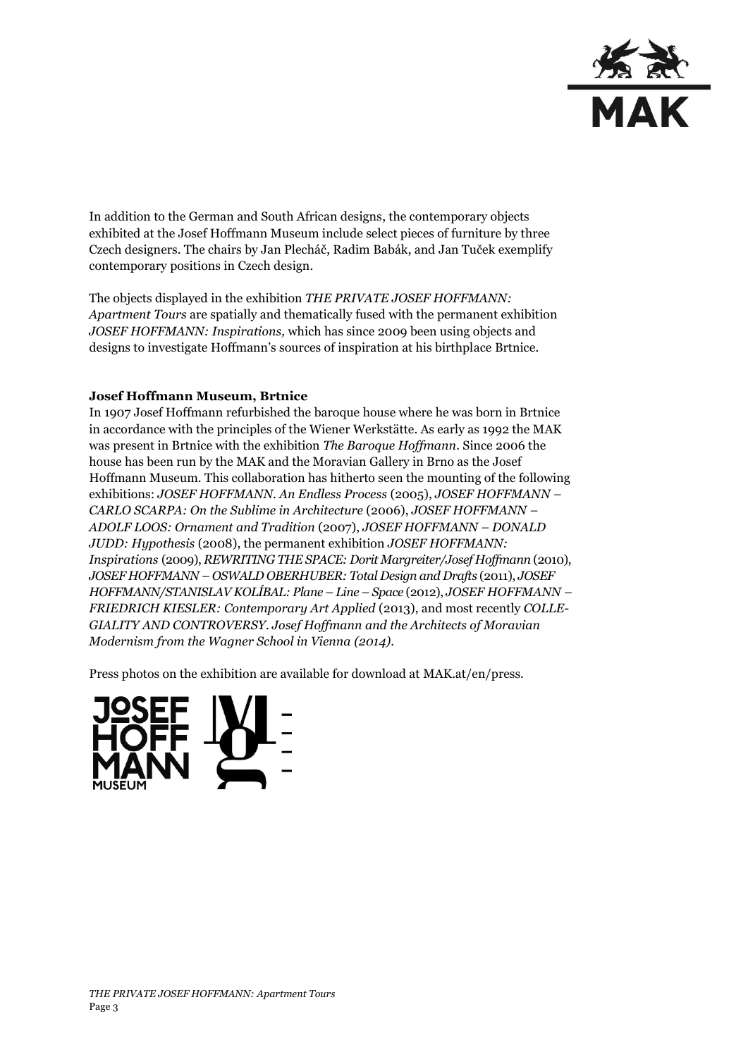In addition to the German and South African designs, the contemporary objects exhibited at the Josef Hoffmann Museum include select pieces of furniture by three Czech designers. The chairs by Jan Plecháč, Radim Babák, and Jan Tuček exemplify contemporary positions in Czech design.

The objects displayed in the exhibition *THE PRIVATE JOSEF HOFFMANN: Apartment Tours* are spatially and thematically fused with the permanent exhibition *JOSEF HOFFMANN: Inspirations,* which has since 2009 been using objects and designs to investigate Hoffmann's sources of inspiration at his birthplace Brtnice.

**Josef Hoffmann Museum, Brtnice**

In 1907 Josef Hoffmann refurbished the baroque house where he was born in Brtnice in accordance with the principles of the Wiener Werkstätte. As early as 1992 the MAK was present in Brtnice with the exhibition *The Baroque Hoffmann*. Since 2006 the house has been run by the MAK and the Moravian Gallery in Brno as the Josef Hoffmann Museum. This collaboration has hitherto seen the mounting of the following exhibitions: *JOSEF HOFFMANN. An Endless Process* (2005), *JOSEF HOFFMANN – CARLO SCARPA: On the Sublime in Architecture* (2006), *JOSEF HOFFMANN – ADOLF LOOS: Ornament and Tradition* (2007), *JOSEF HOFFMANN – DONALD JUDD: Hypothesis* (2008), the permanent exhibition *JOSEF HOFFMANN: Inspirations* (2009), *REWRITING THE SPACE: Dorit Margreiter/Josef Hoffmann* (2010), *JOSEF HOFFMANN – OSWALD OBERHUBER: Total Design and Drafts* (2011), *JOSEF HOFFMANN/STANISLAV KOLÍBAL: Plane – Line – Space* (2012), *JOSEF HOFFMANN – FRIEDRICH KIESLER: Contemporary Art Applied* (2013), and most recently *COLLEGIALITY AND CONTROVERSY. Josef Hoffmann and the Architects of Moravian Modernism from the Wagner School in Vienna (2014).*

Press photos on the exhibition are available for download at MAK.at/en/press.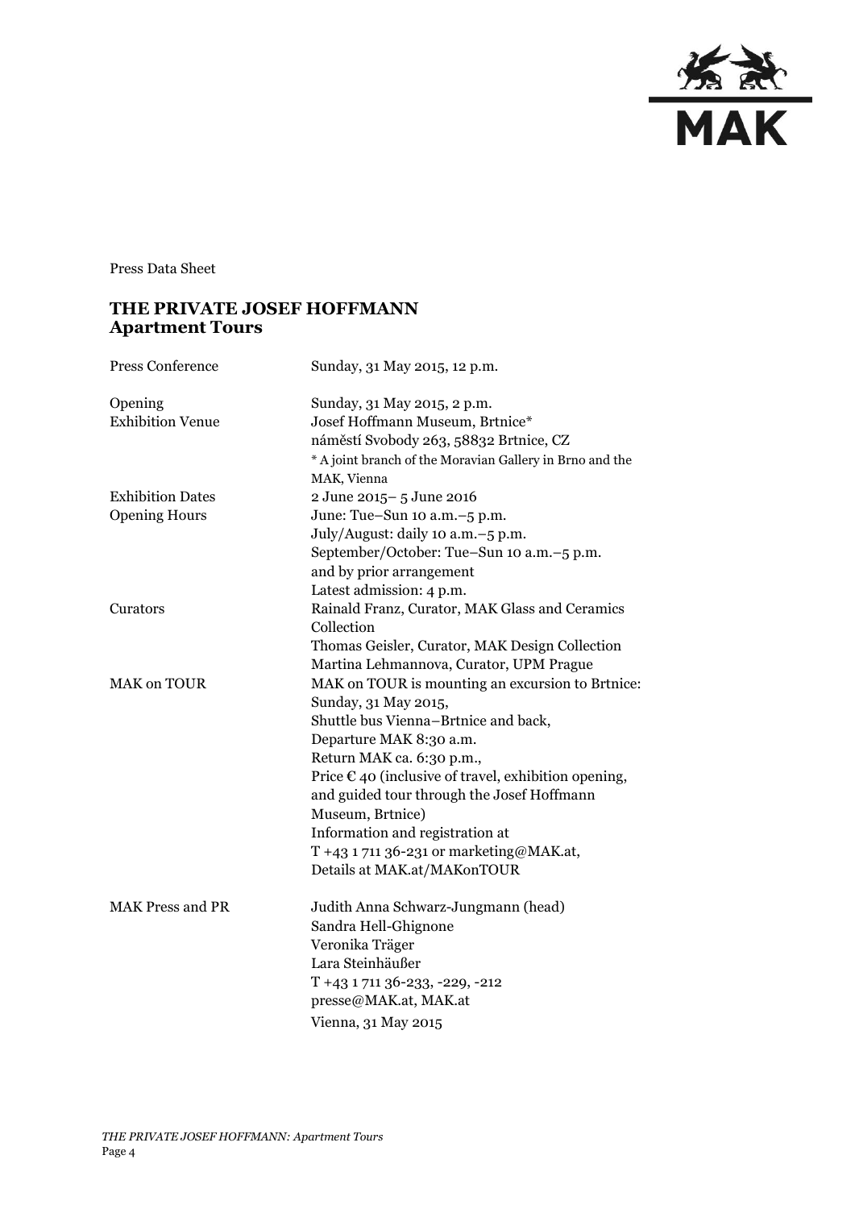Press Data Sheet

## THE PRIVATE JOSEF HOFFMANN
## Apartment Tours

| | |
|---|---|
| Press Conference | Sunday, 31 May 2015, 12 p.m. |
| Opening | Sunday, 31 May 2015, 2 p.m. |
| Exhibition Venue | Josef Hoffmann Museum, Brtnice*<br>náměstí Svobody 263, 58832 Brtnice, CZ<br>* A joint branch of the Moravian Gallery in Brno and the MAK, Vienna |
| Exhibition Dates | 2 June 2015– 5 June 2016 |
| Opening Hours | June: Tue–Sun 10 a.m.–5 p.m.<br>July/August: daily 10 a.m.–5 p.m.<br>September/October: Tue–Sun 10 a.m.–5 p.m.<br>and by prior arrangement<br>Latest admission: 4 p.m. |
| Curators | Rainald Franz, Curator, MAK Glass and Ceramics Collection<br>Thomas Geisler, Curator, MAK Design Collection<br>Martina Lehmannova, Curator, UPM Prague |
| MAK on TOUR | MAK on TOUR is mounting an excursion to Brtnice:<br>Sunday, 31 May 2015,<br>Shuttle bus Vienna–Brtnice and back,<br>Departure MAK 8:30 a.m.<br>Return MAK ca. 6:30 p.m.,<br>Price € 40 (inclusive of travel, exhibition opening, and guided tour through the Josef Hoffmann Museum, Brtnice)<br>Information and registration at<br>T +43 1 711 36-231 or marketing@MAK.at,<br>Details at MAK.at/MAKonTOUR |
| MAK Press and PR | Judith Anna Schwarz-Jungmann (head)<br>Sandra Hell-Ghignone<br>Veronika Träger<br>Lara Steinhäußer<br>T +43 1 711 36-233, -229, -212<br>presse@MAK.at, MAK.at |
| | Vienna, 31 May 2015 |